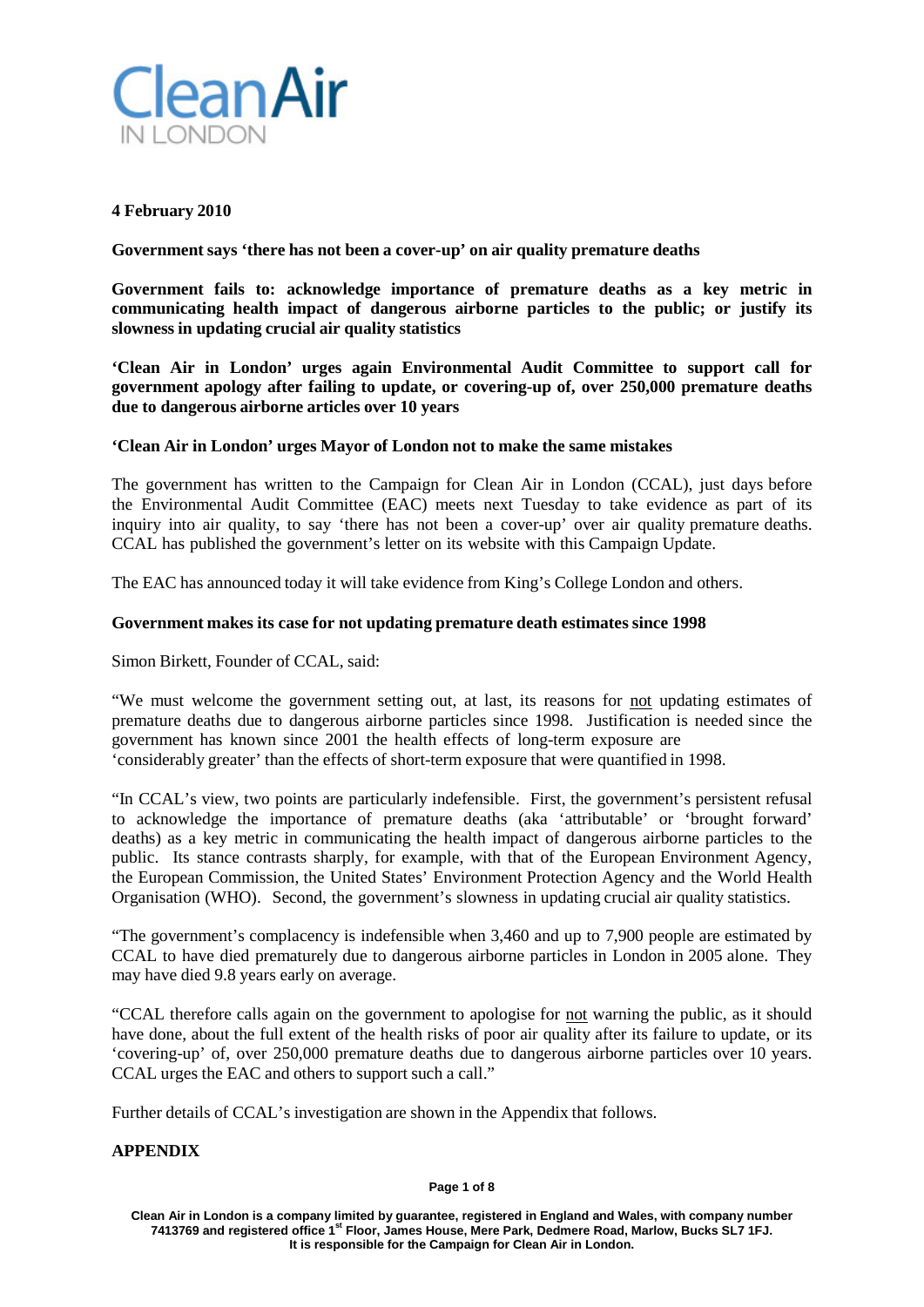Clean Air

IN LONDON

**4 February 2010**

**Government says 'there has not been a cover-up' on air quality premature deaths**

**Government fails to: acknowledge importance of premature deaths as a key metric in communicating health impact of dangerous airborne particles to the public; or justify its slowness in updating crucial air quality statistics**

**'Clean Air in London' urges again Environmental Audit Committee to support call for government apology after failing to update, or covering-up of, over 250,000 premature deaths due to dangerous airborne articles over 10 years**

**'Clean Air in London' urges Mayor of London not to make the same mistakes**

The government has written to the Campaign for Clean Air in London (CCAL), just days before the Environmental Audit Committee (EAC) meets next Tuesday to take evidence as part of its inquiry into air quality, to say 'there has not been a cover-up' over air quality premature deaths. CCAL has published the government's letter on its website with this Campaign Update.

The EAC has announced today it will take evidence from King's College London and others.

**Government makes its case for not updating premature death estimates since 1998**

Simon Birkett, Founder of CCAL, said:

"We must welcome the government setting out, at last, its reasons for not updating estimates of premature deaths due to dangerous airborne particles since 1998. Justification is needed since the government has known since 2001 the health effects of long-term exposure are 'considerably greater' than the effects of short-term exposure that were quantified in 1998.

"In CCAL's view, two points are particularly indefensible. First, the government's persistent refusal to acknowledge the importance of premature deaths (aka 'attributable' or 'brought forward' deaths) as a key metric in communicating the health impact of dangerous airborne particles to the public. Its stance contrasts sharply, for example, with that of the European Environment Agency, the European Commission, the United States' Environment Protection Agency and the World Health Organisation (WHO). Second, the government's slowness in updating crucial air quality statistics.

"The government's complacency is indefensible when 3,460 and up to 7,900 people are estimated by CCAL to have died prematurely due to dangerous airborne particles in London in 2005 alone. They may have died 9.8 years early on average.

"CCAL therefore calls again on the government to apologise for not warning the public, as it should have done, about the full extent of the health risks of poor air quality after its failure to update, or its 'covering-up' of, over 250,000 premature deaths due to dangerous airborne particles over 10 years. CCAL urges the EAC and others to support such a call."

Further details of CCAL's investigation are shown in the Appendix that follows.

**APPENDIX**

Clean Air in London is a company limited by guarantee, registered in England and Wales, with company number 7413769 and registered office 1st Floor, James House, Mere Park, Dedmere Road, Marlow, Bucks SL7 1FJ. It is responsible for the Campaign for Clean Air in London.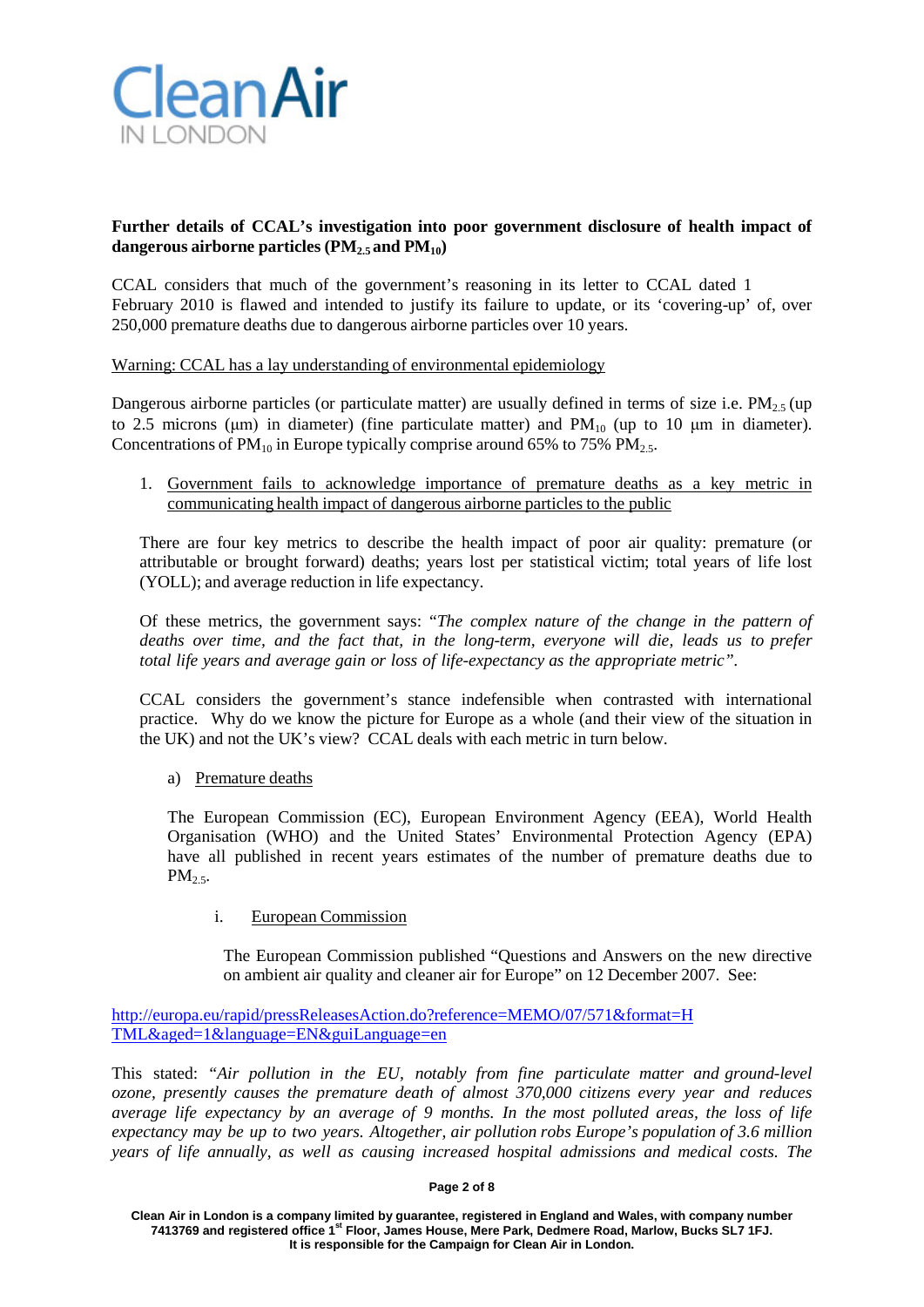**Further details of CCAL's investigation into poor government disclosure of health impact of dangerous airborne particles ($PM_{2.5}$ and $PM_{10}$)**

CCAL considers that much of the government's reasoning in its letter to CCAL dated 1 February 2010 is flawed and intended to justify its failure to update, or its 'covering-up' of, over 250,000 premature deaths due to dangerous airborne particles over 10 years.

Warning: CCAL has a lay understanding of environmental epidemiology

Dangerous airborne particles (or particulate matter) are usually defined in terms of size i.e. $PM_{2.5}$ (up to 2.5 microns (μm) in diameter) (fine particulate matter) and $PM_{10}$ (up to 10 μm in diameter). Concentrations of $PM_{10}$ in Europe typically comprise around 65% to 75% $PM_{2.5}$.

1. Government fails to acknowledge importance of premature deaths as a key metric in communicating health impact of dangerous airborne particles to the public

   There are four key metrics to describe the health impact of poor air quality: premature (or attributable or brought forward) deaths; years lost per statistical victim; total years of life lost (YOLL); and average reduction in life expectancy.

   Of these metrics, the government says: "*The complex nature of the change in the pattern of deaths over time, and the fact that, in the long-term, everyone will die, leads us to prefer total life years and average gain or loss of life-expectancy as the appropriate metric*".

   CCAL considers the government's stance indefensible when contrasted with international practice. Why do we know the picture for Europe as a whole (and their view of the situation in the UK) and not the UK's view? CCAL deals with each metric in turn below.

   a) Premature deaths

      The European Commission (EC), European Environment Agency (EEA), World Health Organisation (WHO) and the United States' Environmental Protection Agency (EPA) have all published in recent years estimates of the number of premature deaths due to $PM_{2.5}$.

      i. European Commission

         The European Commission published "Questions and Answers on the new directive on ambient air quality and cleaner air for Europe" on 12 December 2007. See:

http://europa.eu/rapid/pressReleasesAction.do?reference=MEMO/07/571&format=HTML&aged=1&language=EN&guiLanguage=en

This stated: "*Air pollution in the EU, notably from fine particulate matter and ground-level ozone, presently causes the premature death of almost 370,000 citizens every year and reduces average life expectancy by an average of 9 months. In the most polluted areas, the loss of life expectancy may be up to two years. Altogether, air pollution robs Europe's population of 3.6 million years of life annually, as well as causing increased hospital admissions and medical costs. The*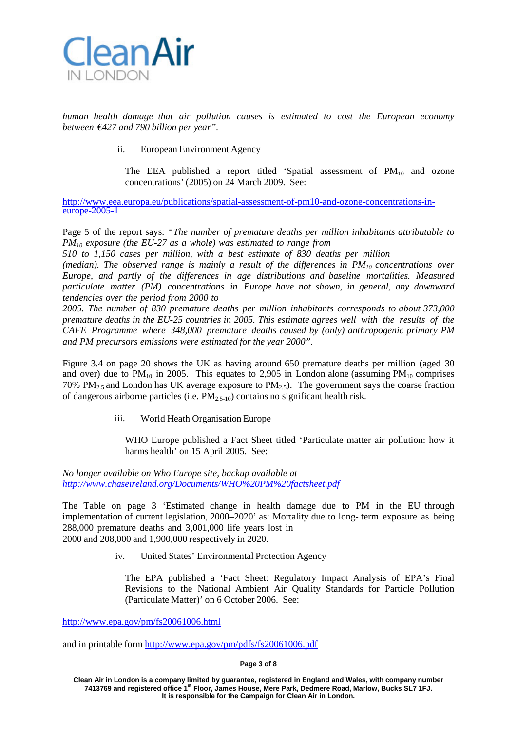*human health damage that air pollution causes is estimated to cost the European economy between €427 and 790 billion per year".*

ii. European Environment Agency

The EEA published a report titled 'Spatial assessment of $PM_{10}$ and ozone concentrations' (2005) on 24 March 2009. See:

http://www.eea.europa.eu/publications/spatial-assessment-of-pm10-and-ozone-concentrations-in-europe-2005-1

Page 5 of the report says: *"The number of premature deaths per million inhabitants attributable to $PM_{10}$ exposure (the EU-27 as a whole) was estimated to range from 510 to 1,150 cases per million, with a best estimate of 830 deaths per million (median). The observed range is mainly a result of the differences in $PM_{10}$ concentrations over Europe, and partly of the differences in age distributions and baseline mortalities. Measured particulate matter (PM) concentrations in Europe have not shown, in general, any downward tendencies over the period from 2000 to 2005. The number of 830 premature deaths per million inhabitants corresponds to about 373,000 premature deaths in the EU-25 countries in 2005. This estimate agrees well with the results of the CAFE Programme where 348,000 premature deaths caused by (only) anthropogenic primary PM and PM precursors emissions were estimated for the year 2000".*

Figure 3.4 on page 20 shows the UK as having around 650 premature deaths per million (aged 30 and over) due to $PM_{10}$ in 2005. This equates to 2,905 in London alone (assuming $PM_{10}$ comprises 70% $PM_{2.5}$ and London has UK average exposure to $PM_{2.5}$). The government says the coarse fraction of dangerous airborne particles (i.e. $PM_{2.5-10}$) contains no significant health risk.

iii. World Heath Organisation Europe

WHO Europe published a Fact Sheet titled 'Particulate matter air pollution: how it harms health' on 15 April 2005. See:

*No longer available on Who Europe site, backup available at http://www.chaseireland.org/Documents/WHO%20PM%20factsheet.pdf*

The Table on page 3 'Estimated change in health damage due to PM in the EU through implementation of current legislation, 2000–2020' as: Mortality due to long- term exposure as being 288,000 premature deaths and 3,001,000 life years lost in 2000 and 208,000 and 1,900,000 respectively in 2020.

iv. United States' Environmental Protection Agency

The EPA published a 'Fact Sheet: Regulatory Impact Analysis of EPA's Final Revisions to the National Ambient Air Quality Standards for Particle Pollution (Particulate Matter)' on 6 October 2006. See:

http://www.epa.gov/pm/fs20061006.html

and in printable form http://www.epa.gov/pm/pdfs/fs20061006.pdf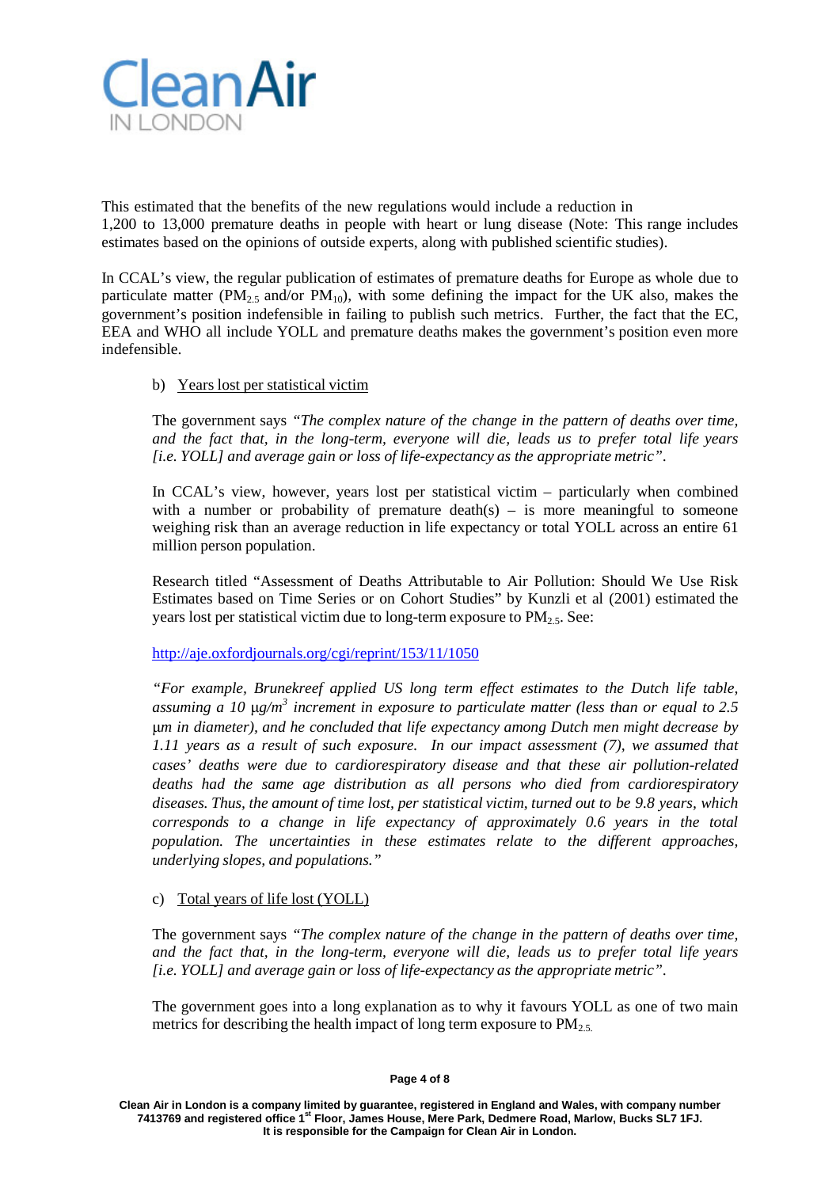This estimated that the benefits of the new regulations would include a reduction in 1,200 to 13,000 premature deaths in people with heart or lung disease (Note: This range includes estimates based on the opinions of outside experts, along with published scientific studies).

In CCAL's view, the regular publication of estimates of premature deaths for Europe as whole due to particulate matter ($PM_{2.5}$ and/or $PM_{10}$), with some defining the impact for the UK also, makes the government's position indefensible in failing to publish such metrics. Further, the fact that the EC, EEA and WHO all include YOLL and premature deaths makes the government's position even more indefensible.

b) Years lost per statistical victim

The government says *"The complex nature of the change in the pattern of deaths over time, and the fact that, in the long-term, everyone will die, leads us to prefer total life years [i.e. YOLL] and average gain or loss of life-expectancy as the appropriate metric"*.

In CCAL's view, however, years lost per statistical victim – particularly when combined with a number or probability of premature death(s) – is more meaningful to someone weighing risk than an average reduction in life expectancy or total YOLL across an entire 61 million person population.

Research titled "Assessment of Deaths Attributable to Air Pollution: Should We Use Risk Estimates based on Time Series or on Cohort Studies" by Kunzli et al (2001) estimated the years lost per statistical victim due to long-term exposure to $PM_{2.5}$. See:

http://aje.oxfordjournals.org/cgi/reprint/153/11/1050

*"For example, Brunekreef applied US long term effect estimates to the Dutch life table, assuming a 10 μg/m$^3$ increment in exposure to particulate matter (less than or equal to 2.5 μm in diameter), and he concluded that life expectancy among Dutch men might decrease by 1.11 years as a result of such exposure. In our impact assessment (7), we assumed that cases' deaths were due to cardiorespiratory disease and that these air pollution-related deaths had the same age distribution as all persons who died from cardiorespiratory diseases. Thus, the amount of time lost, per statistical victim, turned out to be 9.8 years, which corresponds to a change in life expectancy of approximately 0.6 years in the total population. The uncertainties in these estimates relate to the different approaches, underlying slopes, and populations."*

c) Total years of life lost (YOLL)

The government says *"The complex nature of the change in the pattern of deaths over time, and the fact that, in the long-term, everyone will die, leads us to prefer total life years [i.e. YOLL] and average gain or loss of life-expectancy as the appropriate metric"*.

The government goes into a long explanation as to why it favours YOLL as one of two main metrics for describing the health impact of long term exposure to $PM_{2.5}$.

**Clean Air in London is a company limited by guarantee, registered in England and Wales, with company number 7413769 and registered office 1st Floor, James House, Mere Park, Dedmere Road, Marlow, Bucks SL7 1FJ. It is responsible for the Campaign for Clean Air in London.**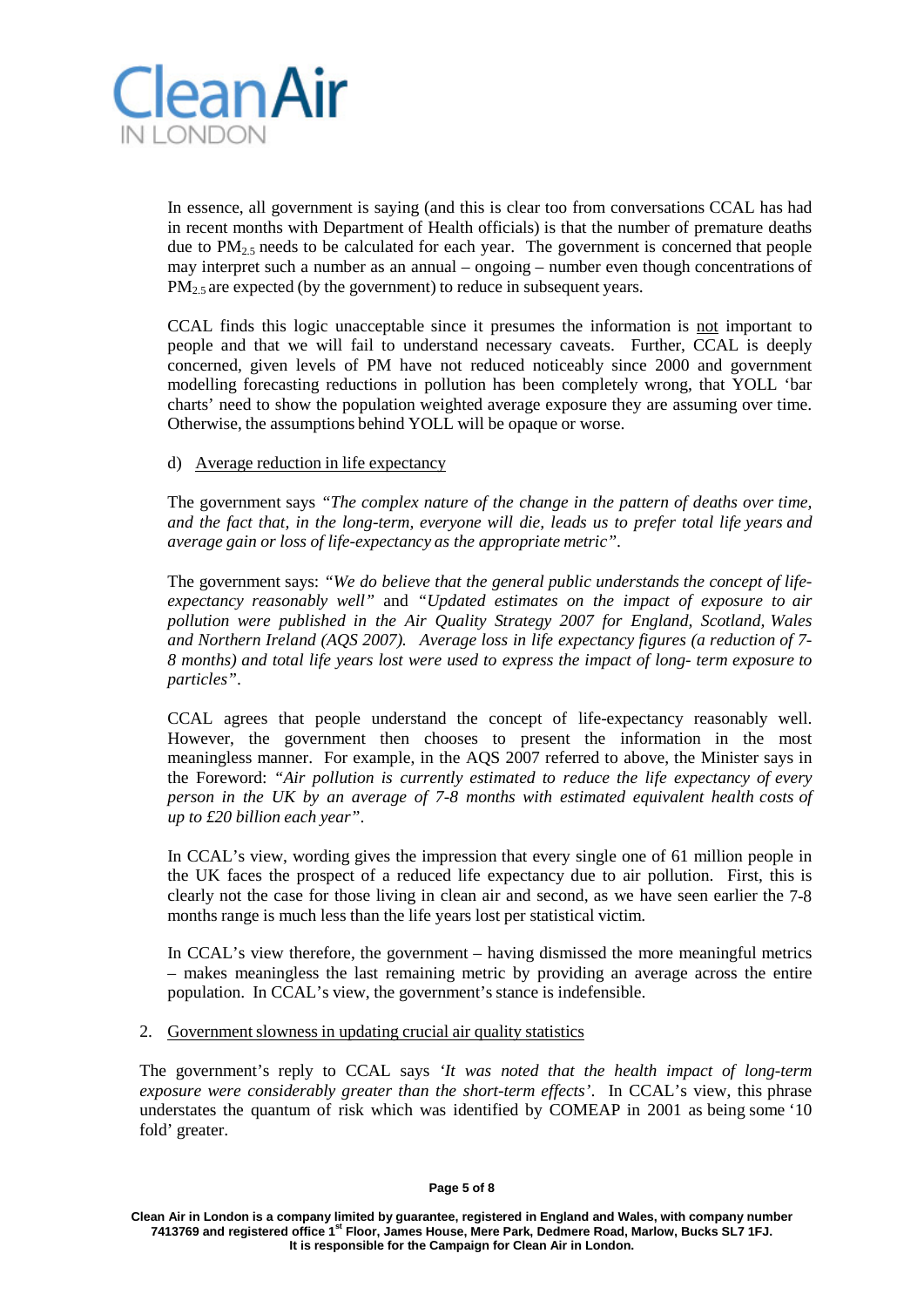In essence, all government is saying (and this is clear too from conversations CCAL has had in recent months with Department of Health officials) is that the number of premature deaths due to $PM_{2.5}$ needs to be calculated for each year. The government is concerned that people may interpret such a number as an annual – ongoing – number even though concentrations of $PM_{2.5}$ are expected (by the government) to reduce in subsequent years.

CCAL finds this logic unacceptable since it presumes the information is not important to people and that we will fail to understand necessary caveats. Further, CCAL is deeply concerned, given levels of PM have not reduced noticeably since 2000 and government modelling forecasting reductions in pollution has been completely wrong, that YOLL 'bar charts' need to show the population weighted average exposure they are assuming over time. Otherwise, the assumptions behind YOLL will be opaque or worse.

d) Average reduction in life expectancy

The government says *"The complex nature of the change in the pattern of deaths over time, and the fact that, in the long-term, everyone will die, leads us to prefer total life years and average gain or loss of life-expectancy as the appropriate metric"*.

The government says: *"We do believe that the general public understands the concept of life-expectancy reasonably well"* and *"Updated estimates on the impact of exposure to air pollution were published in the Air Quality Strategy 2007 for England, Scotland, Wales and Northern Ireland (AQS 2007). Average loss in life expectancy figures (a reduction of 7-8 months) and total life years lost were used to express the impact of long- term exposure to particles"*.

CCAL agrees that people understand the concept of life-expectancy reasonably well. However, the government then chooses to present the information in the most meaningless manner. For example, in the AQS 2007 referred to above, the Minister says in the Foreword: *"Air pollution is currently estimated to reduce the life expectancy of every person in the UK by an average of 7-8 months with estimated equivalent health costs of up to £20 billion each year"*.

In CCAL's view, wording gives the impression that every single one of 61 million people in the UK faces the prospect of a reduced life expectancy due to air pollution. First, this is clearly not the case for those living in clean air and second, as we have seen earlier the 7-8 months range is much less than the life years lost per statistical victim.

In CCAL's view therefore, the government – having dismissed the more meaningful metrics – makes meaningless the last remaining metric by providing an average across the entire population. In CCAL's view, the government's stance is indefensible.

2. Government slowness in updating crucial air quality statistics

The government's reply to CCAL says *'It was noted that the health impact of long-term exposure were considerably greater than the short-term effects'*. In CCAL's view, this phrase understates the quantum of risk which was identified by COMEAP in 2001 as being some '10 fold' greater.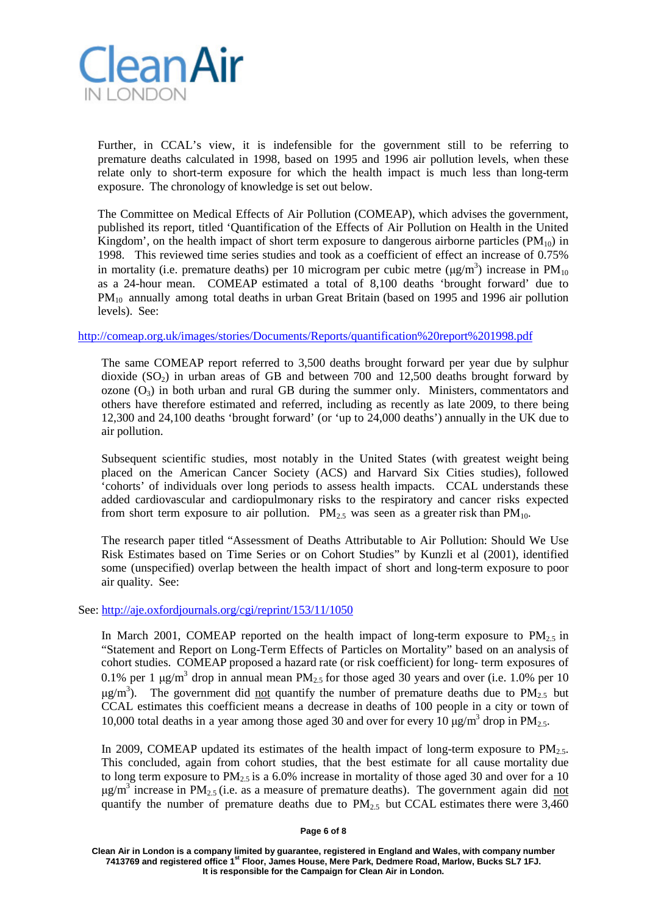Further, in CCAL's view, it is indefensible for the government still to be referring to premature deaths calculated in 1998, based on 1995 and 1996 air pollution levels, when these relate only to short-term exposure for which the health impact is much less than long-term exposure. The chronology of knowledge is set out below.

The Committee on Medical Effects of Air Pollution (COMEAP), which advises the government, published its report, titled 'Quantification of the Effects of Air Pollution on Health in the United Kingdom', on the health impact of short term exposure to dangerous airborne particles ($PM_{10}$) in 1998. This reviewed time series studies and took as a coefficient of effect an increase of 0.75% in mortality (i.e. premature deaths) per 10 microgram per cubic metre ($\mu g/m^3$) increase in $PM_{10}$ as a 24-hour mean. COMEAP estimated a total of 8,100 deaths 'brought forward' due to $PM_{10}$ annually among total deaths in urban Great Britain (based on 1995 and 1996 air pollution levels). See:

http://comeap.org.uk/images/stories/Documents/Reports/quantification%20report%201998.pdf

The same COMEAP report referred to 3,500 deaths brought forward per year due by sulphur dioxide ($SO_2$) in urban areas of GB and between 700 and 12,500 deaths brought forward by ozone ($O_3$) in both urban and rural GB during the summer only. Ministers, commentators and others have therefore estimated and referred, including as recently as late 2009, to there being 12,300 and 24,100 deaths 'brought forward' (or 'up to 24,000 deaths') annually in the UK due to air pollution.

Subsequent scientific studies, most notably in the United States (with greatest weight being placed on the American Cancer Society (ACS) and Harvard Six Cities studies), followed 'cohorts' of individuals over long periods to assess health impacts. CCAL understands these added cardiovascular and cardiopulmonary risks to the respiratory and cancer risks expected from short term exposure to air pollution. $PM_{2.5}$ was seen as a greater risk than $PM_{10}$.

The research paper titled "Assessment of Deaths Attributable to Air Pollution: Should We Use Risk Estimates based on Time Series or on Cohort Studies" by Kunzli et al (2001), identified some (unspecified) overlap between the health impact of short and long-term exposure to poor air quality. See:

See: http://aje.oxfordjournals.org/cgi/reprint/153/11/1050

In March 2001, COMEAP reported on the health impact of long-term exposure to $PM_{2.5}$ in "Statement and Report on Long-Term Effects of Particles on Mortality" based on an analysis of cohort studies. COMEAP proposed a hazard rate (or risk coefficient) for long- term exposures of 0.1% per 1 $\mu g/m^3$ drop in annual mean $PM_{2.5}$ for those aged 30 years and over (i.e. 1.0% per 10 $\mu g/m^3$). The government did not quantify the number of premature deaths due to $PM_{2.5}$ but CCAL estimates this coefficient means a decrease in deaths of 100 people in a city or town of 10,000 total deaths in a year among those aged 30 and over for every 10 $\mu g/m^3$ drop in $PM_{2.5}$.

In 2009, COMEAP updated its estimates of the health impact of long-term exposure to $PM_{2.5}$. This concluded, again from cohort studies, that the best estimate for all cause mortality due to long term exposure to $PM_{2.5}$ is a 6.0% increase in mortality of those aged 30 and over for a 10 $\mu g/m^3$ increase in $PM_{2.5}$ (i.e. as a measure of premature deaths). The government again did not quantify the number of premature deaths due to $PM_{2.5}$ but CCAL estimates there were 3,460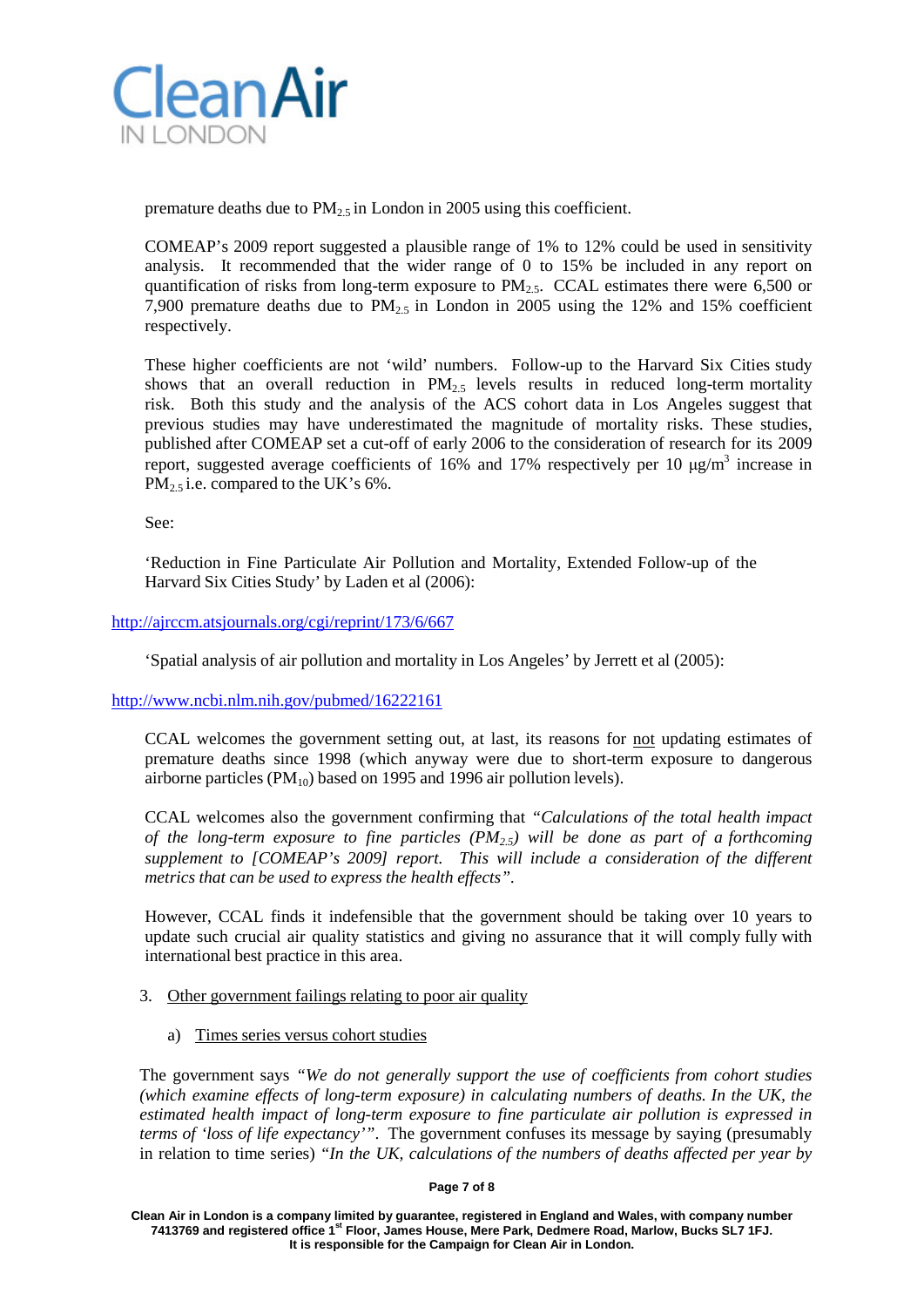premature deaths due to $PM_{2.5}$ in London in 2005 using this coefficient.

COMEAP's 2009 report suggested a plausible range of 1% to 12% could be used in sensitivity analysis. It recommended that the wider range of 0 to 15% be included in any report on quantification of risks from long-term exposure to $PM_{2.5}$. CCAL estimates there were 6,500 or 7,900 premature deaths due to $PM_{2.5}$ in London in 2005 using the 12% and 15% coefficient respectively.

These higher coefficients are not 'wild' numbers. Follow-up to the Harvard Six Cities study shows that an overall reduction in $PM_{2.5}$ levels results in reduced long-term mortality risk. Both this study and the analysis of the ACS cohort data in Los Angeles suggest that previous studies may have underestimated the magnitude of mortality risks. These studies, published after COMEAP set a cut-off of early 2006 to the consideration of research for its 2009 report, suggested average coefficients of 16% and 17% respectively per 10 $\mu g/m^3$ increase in $PM_{2.5}$ i.e. compared to the UK's 6%.

See:

'Reduction in Fine Particulate Air Pollution and Mortality, Extended Follow-up of the Harvard Six Cities Study' by Laden et al (2006):

http://ajrccm.atsjournals.org/cgi/reprint/173/6/667

'Spatial analysis of air pollution and mortality in Los Angeles' by Jerrett et al (2005):

http://www.ncbi.nlm.nih.gov/pubmed/16222161

CCAL welcomes the government setting out, at last, its reasons for not updating estimates of premature deaths since 1998 (which anyway were due to short-term exposure to dangerous airborne particles ($PM_{10}$) based on 1995 and 1996 air pollution levels).

CCAL welcomes also the government confirming that *"Calculations of the total health impact of the long-term exposure to fine particles ($PM_{2.5}$) will be done as part of a forthcoming supplement to [COMEAP's 2009] report. This will include a consideration of the different metrics that can be used to express the health effects"*.

However, CCAL finds it indefensible that the government should be taking over 10 years to update such crucial air quality statistics and giving no assurance that it will comply fully with international best practice in this area.

3. Other government failings relating to poor air quality

    a) Times series versus cohort studies

The government says *"We do not generally support the use of coefficients from cohort studies (which examine effects of long-term exposure) in calculating numbers of deaths. In the UK, the estimated health impact of long-term exposure to fine particulate air pollution is expressed in terms of 'loss of life expectancy'"*. The government confuses its message by saying (presumably in relation to time series) *"In the UK, calculations of the numbers of deaths affected per year by*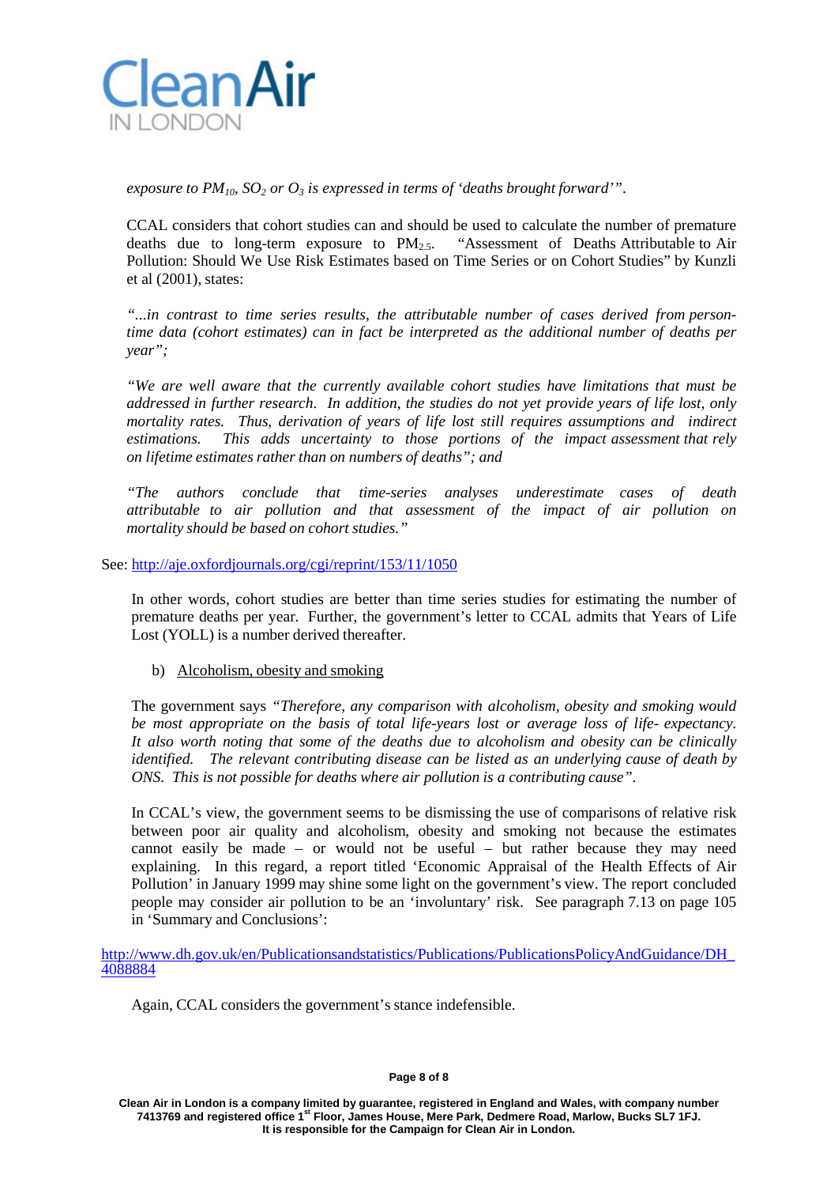*exposure to $PM_{10}$, $SO_2$ or $O_3$ is expressed in terms of 'deaths brought forward'".*

CCAL considers that cohort studies can and should be used to calculate the number of premature deaths due to long-term exposure to $PM_{2.5}$. "Assessment of Deaths Attributable to Air Pollution: Should We Use Risk Estimates based on Time Series or on Cohort Studies" by Kunzli et al (2001), states:

*"...in contrast to time series results, the attributable number of cases derived from person-time data (cohort estimates) can in fact be interpreted as the additional number of deaths per year";*

*"We are well aware that the currently available cohort studies have limitations that must be addressed in further research. In addition, the studies do not yet provide years of life lost, only mortality rates. Thus, derivation of years of life lost still requires assumptions and indirect estimations. This adds uncertainty to those portions of the impact assessment that rely on lifetime estimates rather than on numbers of deaths"; and*

*"The authors conclude that time-series analyses underestimate cases of death attributable to air pollution and that assessment of the impact of air pollution on mortality should be based on cohort studies."*

See: http://aje.oxfordjournals.org/cgi/reprint/153/11/1050

In other words, cohort studies are better than time series studies for estimating the number of premature deaths per year. Further, the government's letter to CCAL admits that Years of Life Lost (YOLL) is a number derived thereafter.

b) Alcoholism, obesity and smoking

The government says *"Therefore, any comparison with alcoholism, obesity and smoking would be most appropriate on the basis of total life-years lost or average loss of life- expectancy. It also worth noting that some of the deaths due to alcoholism and obesity can be clinically identified. The relevant contributing disease can be listed as an underlying cause of death by ONS. This is not possible for deaths where air pollution is a contributing cause".*

In CCAL's view, the government seems to be dismissing the use of comparisons of relative risk between poor air quality and alcoholism, obesity and smoking not because the estimates cannot easily be made – or would not be useful – but rather because they may need explaining. In this regard, a report titled 'Economic Appraisal of the Health Effects of Air Pollution' in January 1999 may shine some light on the government's view. The report concluded people may consider air pollution to be an 'involuntary' risk. See paragraph 7.13 on page 105 in 'Summary and Conclusions':

http://www.dh.gov.uk/en/Publicationsandstatistics/Publications/PublicationsPolicyAndGuidance/DH_4088884

Again, CCAL considers the government's stance indefensible.

Clean Air in London is a company limited by guarantee, registered in England and Wales, with company number 7413769 and registered office 1st Floor, James House, Mere Park, Dedmere Road, Marlow, Bucks SL7 1FJ. It is responsible for the Campaign for Clean Air in London.